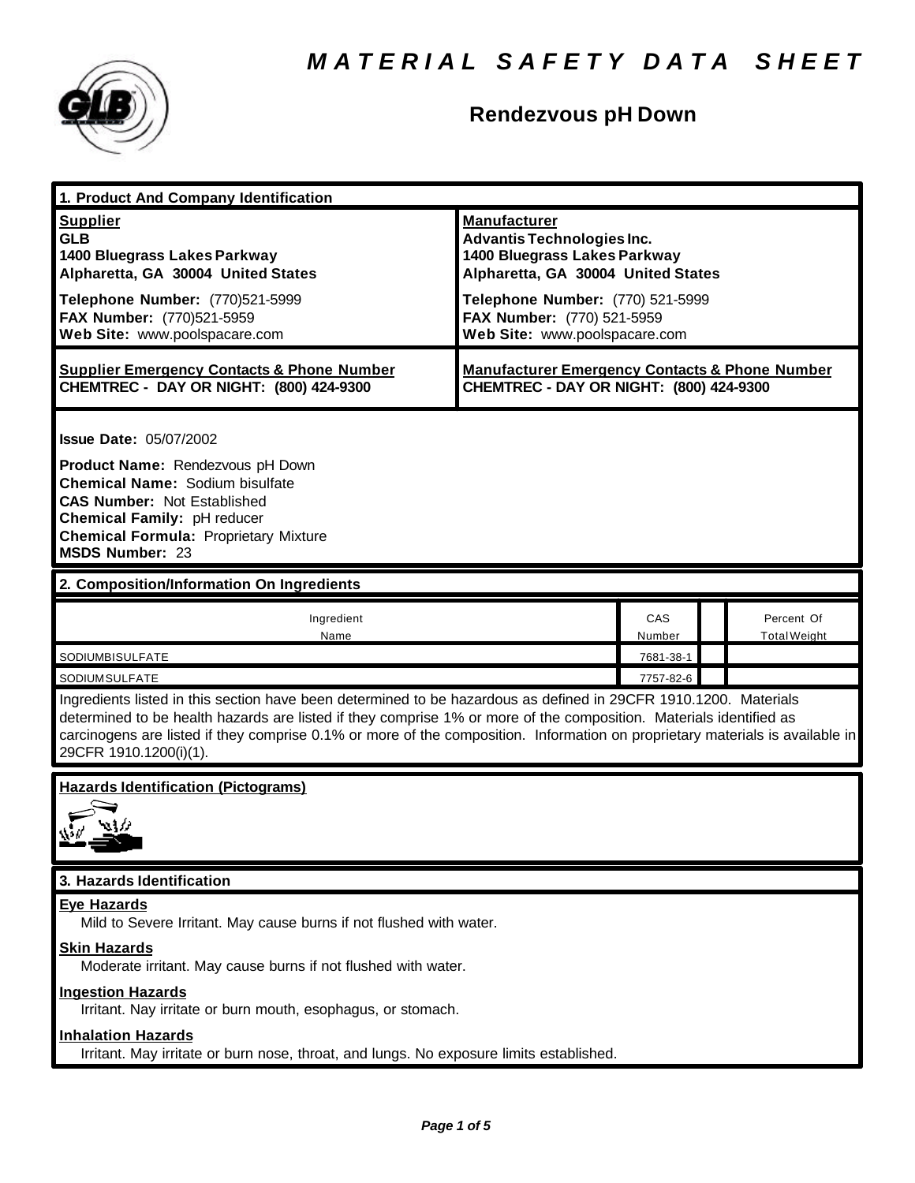# MATERIAL SAFETY DATA SHEET

## Rendezvous pH Down

### 1. Product And Company Identification

**Supplier**
**GLB**
**1400 Bluegrass Lakes Parkway**
**Alpharetta, GA 30004 United States**

**Telephone Number:** (770)521-5999
**FAX Number:** (770)521-5959
**Web Site:** www.poolspacare.com

**Manufacturer**
**Advantis Technologies Inc.**
**1400 Bluegrass Lakes Parkway**
**Alpharetta, GA 30004 United States**

**Telephone Number:** (770) 521-5999
**FAX Number:** (770) 521-5959
**Web Site:** www.poolspacare.com

**Supplier Emergency Contacts & Phone Number**
**CHEMTREC - DAY OR NIGHT: (800) 424-9300**

**Manufacturer Emergency Contacts & Phone Number**
**CHEMTREC - DAY OR NIGHT: (800) 424-9300**

**Issue Date:** 05/07/2002

**Product Name:** Rendezvous pH Down
**Chemical Name:** Sodium bisulfate
**CAS Number:** Not Established
**Chemical Family:** pH reducer
**Chemical Formula:** Proprietary Mixture
**MSDS Number:** 23

### 2. Composition/Information On Ingredients

| Ingredient Name | CAS Number | | Percent Of Total Weight |
|---|---|---|---|
| SODIUMBISULFATE | 7681-38-1 | | |
| SODIUMSULFATE | 7757-82-6 | | |

Ingredients listed in this section have been determined to be hazardous as defined in 29CFR 1910.1200. Materials determined to be health hazards are listed if they comprise 1% or more of the composition. Materials identified as carcinogens are listed if they comprise 0.1% or more of the composition. Information on proprietary materials is available in 29CFR 1910.1200(i)(1).

**Hazards Identification (Pictograms)**

### 3. Hazards Identification

**Eye Hazards**
Mild to Severe Irritant. May cause burns if not flushed with water.

**Skin Hazards**
Moderate irritant. May cause burns if not flushed with water.

**Ingestion Hazards**
Irritant. Nay irritate or burn mouth, esophagus, or stomach.

**Inhalation Hazards**
Irritant. May irritate or burn nose, throat, and lungs. No exposure limits established.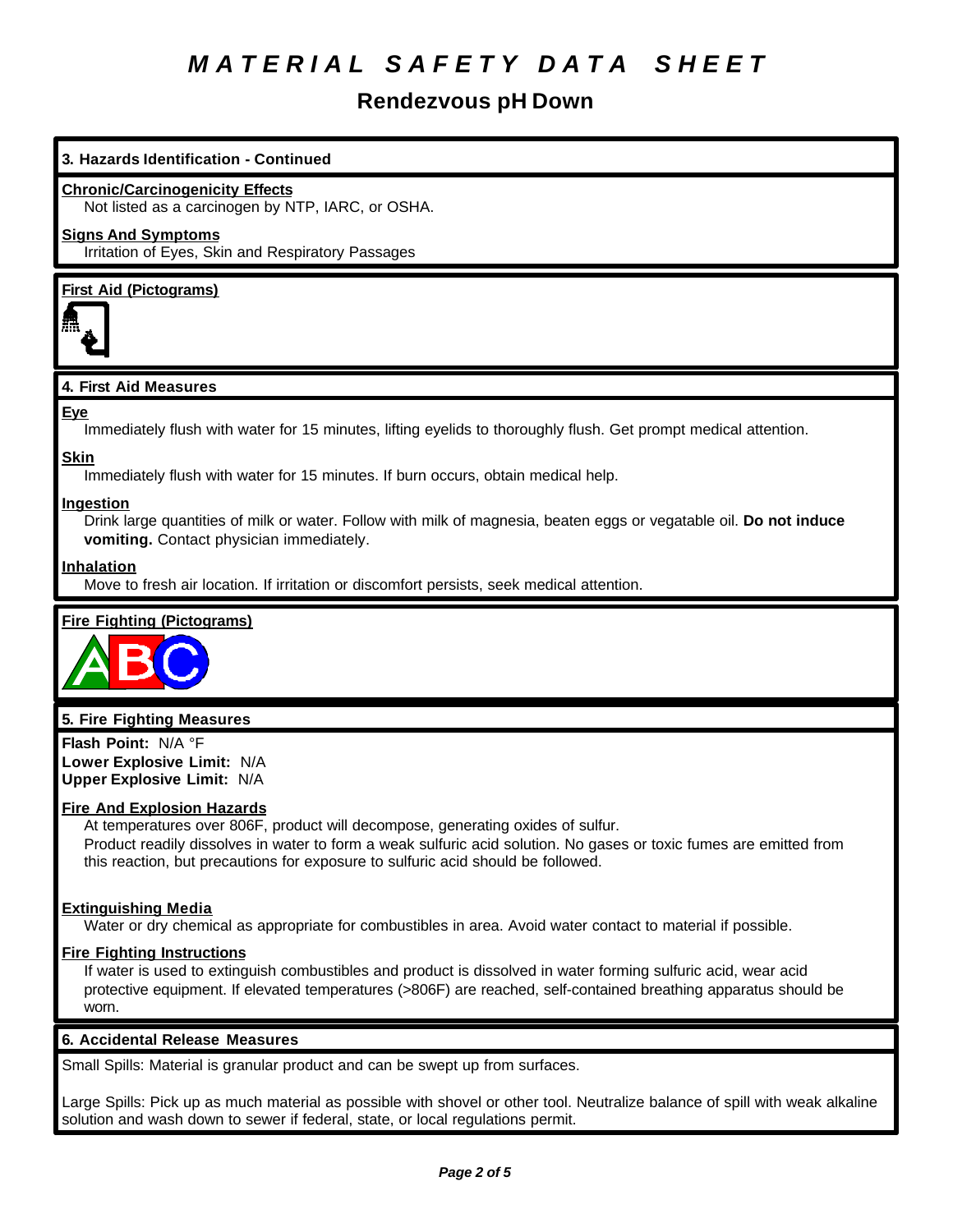# MATERIAL SAFETY DATA SHEET

## Rendezvous pH Down

### 3. Hazards Identification - Continued

**Chronic/Carcinogenicity Effects**

Not listed as a carcinogen by NTP, IARC, or OSHA.

**Signs And Symptoms**

Irritation of Eyes, Skin and Respiratory Passages

**First Aid (Pictograms)**

### 4. First Aid Measures

**Eye**

Immediately flush with water for 15 minutes, lifting eyelids to thoroughly flush. Get prompt medical attention.

**Skin**

Immediately flush with water for 15 minutes. If burn occurs, obtain medical help.

**Ingestion**

Drink large quantities of milk or water. Follow with milk of magnesia, beaten eggs or vegatable oil. **Do not induce vomiting.** Contact physician immediately.

**Inhalation**

Move to fresh air location. If irritation or discomfort persists, seek medical attention.

**Fire Fighting (Pictograms)**

### 5. Fire Fighting Measures

**Flash Point:** N/A °F
**Lower Explosive Limit:** N/A
**Upper Explosive Limit:** N/A

**Fire And Explosion Hazards**

At temperatures over 806F, product will decompose, generating oxides of sulfur.
Product readily dissolves in water to form a weak sulfuric acid solution. No gases or toxic fumes are emitted from this reaction, but precautions for exposure to sulfuric acid should be followed.

**Extinguishing Media**

Water or dry chemical as appropriate for combustibles in area. Avoid water contact to material if possible.

**Fire Fighting Instructions**

If water is used to extinguish combustibles and product is dissolved in water forming sulfuric acid, wear acid protective equipment. If elevated temperatures (>806F) are reached, self-contained breathing apparatus should be worn.

### 6. Accidental Release Measures

Small Spills: Material is granular product and can be swept up from surfaces.

Large Spills: Pick up as much material as possible with shovel or other tool. Neutralize balance of spill with weak alkaline solution and wash down to sewer if federal, state, or local regulations permit.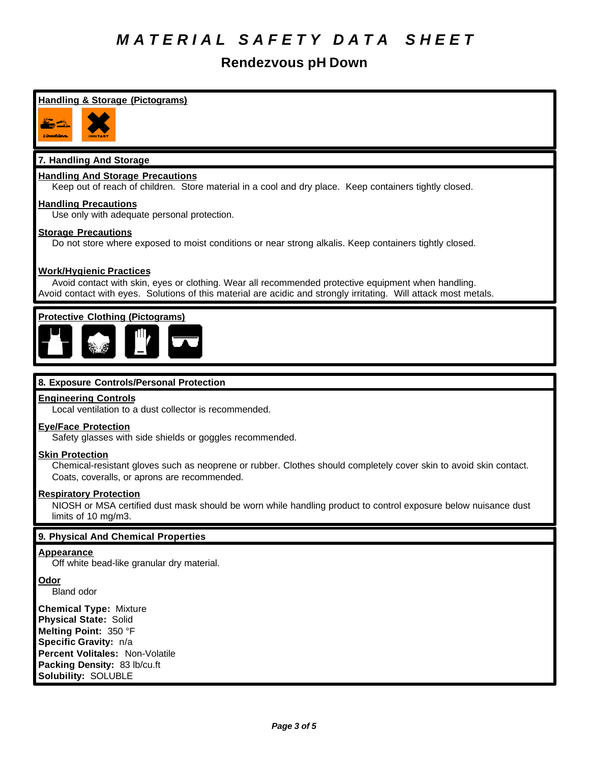# MATERIAL SAFETY DATA SHEET

## Rendezvous pH Down

**Handling & Storage (Pictograms)**

### 7. Handling And Storage

**Handling And Storage Precautions**

Keep out of reach of children. Store material in a cool and dry place. Keep containers tightly closed.

**Handling Precautions**

Use only with adequate personal protection.

**Storage Precautions**

Do not store where exposed to moist conditions or near strong alkalis. Keep containers tightly closed.

**Work/Hygienic Practices**

Avoid contact with skin, eyes or clothing. Wear all recommended protective equipment when handling. Avoid contact with eyes. Solutions of this material are acidic and strongly irritating. Will attack most metals.

**Protective Clothing (Pictograms)**

### 8. Exposure Controls/Personal Protection

**Engineering Controls**

Local ventilation to a dust collector is recommended.

**Eye/Face Protection**

Safety glasses with side shields or goggles recommended.

**Skin Protection**

Chemical-resistant gloves such as neoprene or rubber. Clothes should completely cover skin to avoid skin contact. Coats, coveralls, or aprons are recommended.

**Respiratory Protection**

NIOSH or MSA certified dust mask should be worn while handling product to control exposure below nuisance dust limits of 10 mg/m3.

### 9. Physical And Chemical Properties

**Appearance**

Off white bead-like granular dry material.

**Odor**

Bland odor

**Chemical Type:** Mixture
**Physical State:** Solid
**Melting Point:** 350 °F
**Specific Gravity:** n/a
**Percent Volitales:** Non-Volatile
**Packing Density:** 83 lb/cu.ft
**Solubility:** SOLUBLE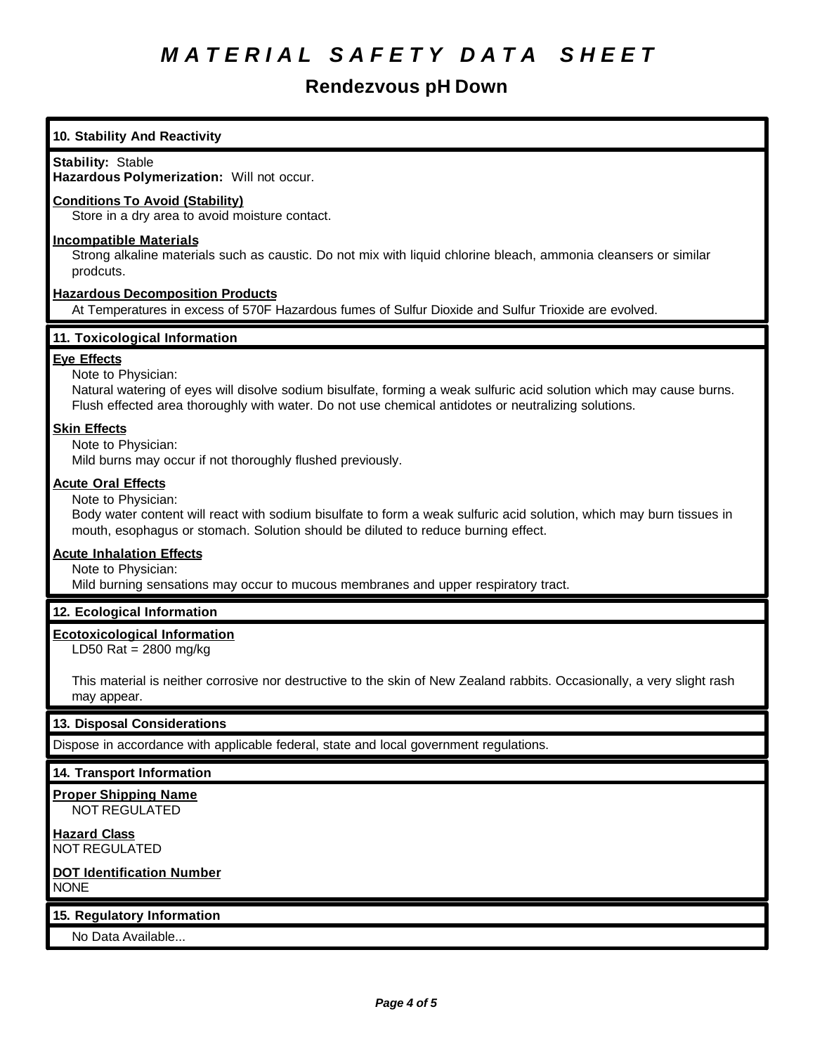# MATERIAL SAFETY DATA SHEET

## Rendezvous pH Down

### 10. Stability And Reactivity

**Stability:** Stable
**Hazardous Polymerization:** Will not occur.

**Conditions To Avoid (Stability)**
Store in a dry area to avoid moisture contact.

**Incompatible Materials**
Strong alkaline materials such as caustic. Do not mix with liquid chlorine bleach, ammonia cleansers or similar prodcuts.

**Hazardous Decomposition Products**
At Temperatures in excess of 570F Hazardous fumes of Sulfur Dioxide and Sulfur Trioxide are evolved.

### 11. Toxicological Information

**Eye Effects**
Note to Physician:
Natural watering of eyes will disolve sodium bisulfate, forming a weak sulfuric acid solution which may cause burns. Flush effected area thoroughly with water. Do not use chemical antidotes or neutralizing solutions.

**Skin Effects**
Note to Physician:
Mild burns may occur if not thoroughly flushed previously.

**Acute Oral Effects**
Note to Physician:
Body water content will react with sodium bisulfate to form a weak sulfuric acid solution, which may burn tissues in mouth, esophagus or stomach. Solution should be diluted to reduce burning effect.

**Acute Inhalation Effects**
Note to Physician:
Mild burning sensations may occur to mucous membranes and upper respiratory tract.

### 12. Ecological Information

**Ecotoxicological Information**
LD50 Rat = 2800 mg/kg

This material is neither corrosive nor destructive to the skin of New Zealand rabbits. Occasionally, a very slight rash may appear.

### 13. Disposal Considerations

Dispose in accordance with applicable federal, state and local government regulations.

### 14. Transport Information

**Proper Shipping Name**
NOT REGULATED

**Hazard Class**
NOT REGULATED

**DOT Identification Number**
NONE

### 15. Regulatory Information

No Data Available...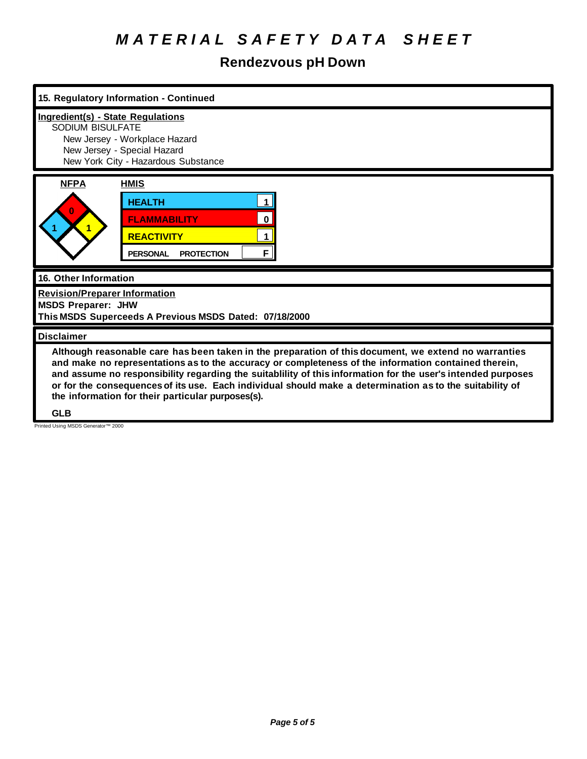# MATERIAL SAFETY DATA SHEET

## Rendezvous pH Down

### 15. Regulatory Information - Continued

**Ingredient(s) - State Regulations**

SODIUM BISULFATE
- New Jersey - Workplace Hazard
- New Jersey - Special Hazard
- New York City - Hazardous Substance

**NFPA**

0

1 1

**HMIS**

| | |
|---|---|
| HEALTH | 1 |
| FLAMMABILITY | 0 |
| REACTIVITY | 1 |
| PERSONAL PROTECTION | F |

### 16. Other Information

**Revision/Preparer Information**

**MSDS Preparer: JHW**

**This MSDS Superceeds A Previous MSDS Dated: 07/18/2000**

### Disclaimer

**Although reasonable care has been taken in the preparation of this document, we extend no warranties and make no representations as to the accuracy or completeness of the information contained therein, and assume no responsibility regarding the suitablility of this information for the user's intended purposes or for the consequences of its use. Each individual should make a determination as to the suitability of the information for their particular purposes(s).**

**GLB**

Printed Using MSDS Generator™ 2000